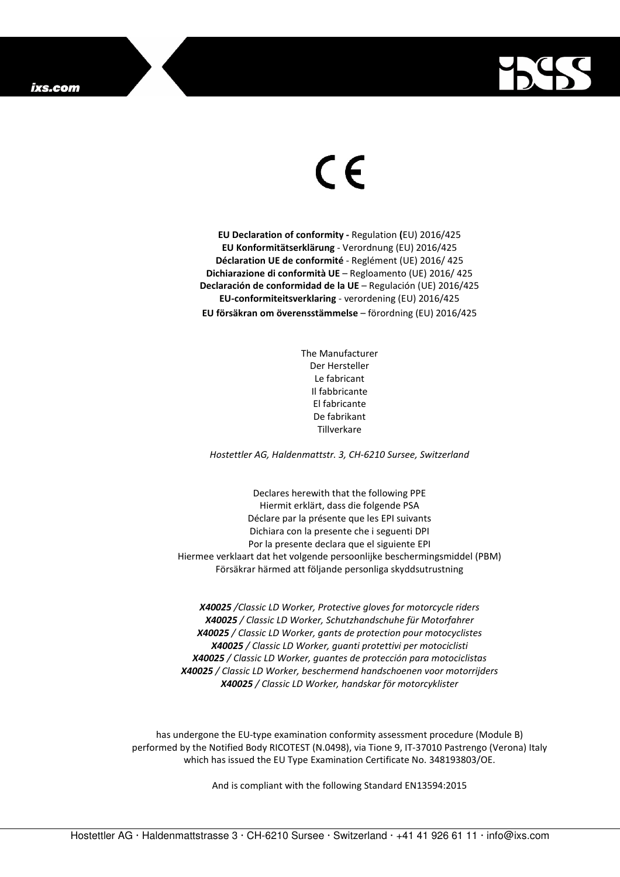CE

**EU Declaration of conformity -** Regulation **(**EU) 2016/425
**EU Konformitätserklärung** - Verordnung (EU) 2016/425
**Déclaration UE de conformité** - Reglément (UE) 2016/ 425
**Dichiarazione di conformità UE** – Regloamento (UE) 2016/ 425
**Declaración de conformidad de la UE** – Regulación (UE) 2016/425
**EU-conformiteitsverklaring** - verordening (EU) 2016/425
**EU försäkran om överensstämmelse** – förordning (EU) 2016/425

The Manufacturer
Der Hersteller
Le fabricant
Il fabbricante
El fabricante
De fabrikant
Tillverkare

*Hostettler AG, Haldenmattstr. 3, CH-6210 Sursee, Switzerland*

Declares herewith that the following PPE
Hiermit erklärt, dass die folgende PSA
Déclare par la présente que les EPI suivants
Dichiara con la presente che i seguenti DPI
Por la presente declara que el siguiente EPI
Hiermee verklaart dat het volgende persoonlijke beschermingsmiddel (PBM)
Försäkrar härmed att följande personliga skyddsutrustning

***X40025*** */Classic LD Worker, Protective gloves for motorcycle riders*
***X40025*** */ Classic LD Worker, Schutzhandschuhe für Motorfahrer*
***X40025*** */ Classic LD Worker, gants de protection pour motocyclistes*
***X40025*** */ Classic LD Worker, guanti protettivi per motociclisti*
***X40025*** */ Classic LD Worker, guantes de protección para motociclistas*
***X40025*** */ Classic LD Worker, beschermend handschoenen voor motorrijders*
***X40025*** */ Classic LD Worker, handskar för motorcyklister*

has undergone the EU-type examination conformity assessment procedure (Module B) performed by the Notified Body RICOTEST (N.0498), via Tione 9, IT-37010 Pastrengo (Verona) Italy which has issued the EU Type Examination Certificate No. 348193803/OE.

And is compliant with the following Standard EN13594:2015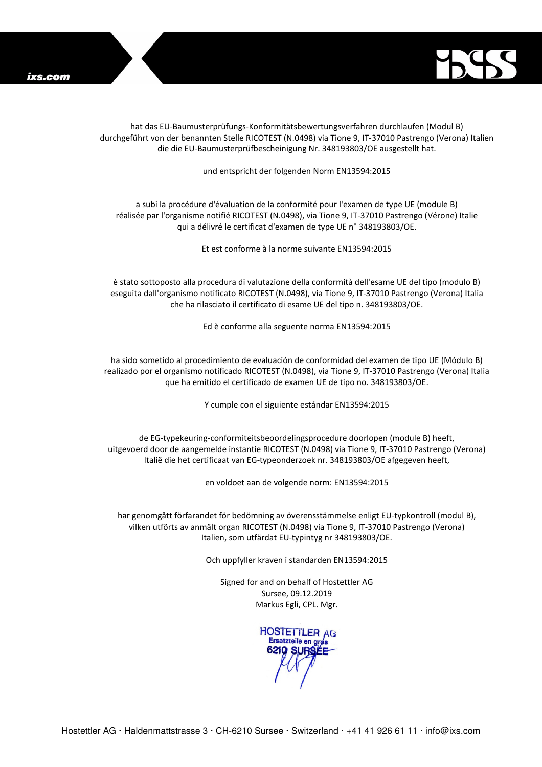hat das EU-Baumusterprüfungs-Konformitätsbewertungsverfahren durchlaufen (Modul B) durchgeführt von der benannten Stelle RICOTEST (N.0498) via Tione 9, IT-37010 Pastrengo (Verona) Italien die die EU-Baumusterprüfbescheinigung Nr. 348193803/OE ausgestellt hat.

und entspricht der folgenden Norm EN13594:2015

a subi la procédure d'évaluation de la conformité pour l'examen de type UE (module B) réalisée par l'organisme notifié RICOTEST (N.0498), via Tione 9, IT-37010 Pastrengo (Vérone) Italie qui a délivré le certificat d'examen de type UE n° 348193803/OE.

Et est conforme à la norme suivante EN13594:2015

è stato sottoposto alla procedura di valutazione della conformità dell'esame UE del tipo (modulo B) eseguita dall'organismo notificato RICOTEST (N.0498), via Tione 9, IT-37010 Pastrengo (Verona) Italia che ha rilasciato il certificato di esame UE del tipo n. 348193803/OE.

Ed è conforme alla seguente norma EN13594:2015

ha sido sometido al procedimiento de evaluación de conformidad del examen de tipo UE (Módulo B) realizado por el organismo notificado RICOTEST (N.0498), via Tione 9, IT-37010 Pastrengo (Verona) Italia que ha emitido el certificado de examen UE de tipo no. 348193803/OE.

Y cumple con el siguiente estándar EN13594:2015

de EG-typekeuring-conformiteitsbeoordelingsprocedure doorlopen (module B) heeft, uitgevoerd door de aangemelde instantie RICOTEST (N.0498) via Tione 9, IT-37010 Pastrengo (Verona) Italië die het certificaat van EG-typeonderzoek nr. 348193803/OE afgegeven heeft,

en voldoet aan de volgende norm: EN13594:2015

har genomgått förfarandet för bedömning av överensstämmelse enligt EU-typkontroll (modul B), vilken utförts av anmält organ RICOTEST (N.0498) via Tione 9, IT-37010 Pastrengo (Verona) Italien, som utfärdat EU-typintyg nr 348193803/OE.

Och uppfyller kraven i standarden EN13594:2015

Signed for and on behalf of Hostettler AG
Sursee, 09.12.2019
Markus Egli, CPL. Mgr.

HOSTETTLER AG
Ersatzteile en gros
6210 SURSEE

Hostettler AG · Haldenmattstrasse 3 · CH-6210 Sursee · Switzerland · +41 41 926 61 11 · info@ixs.com